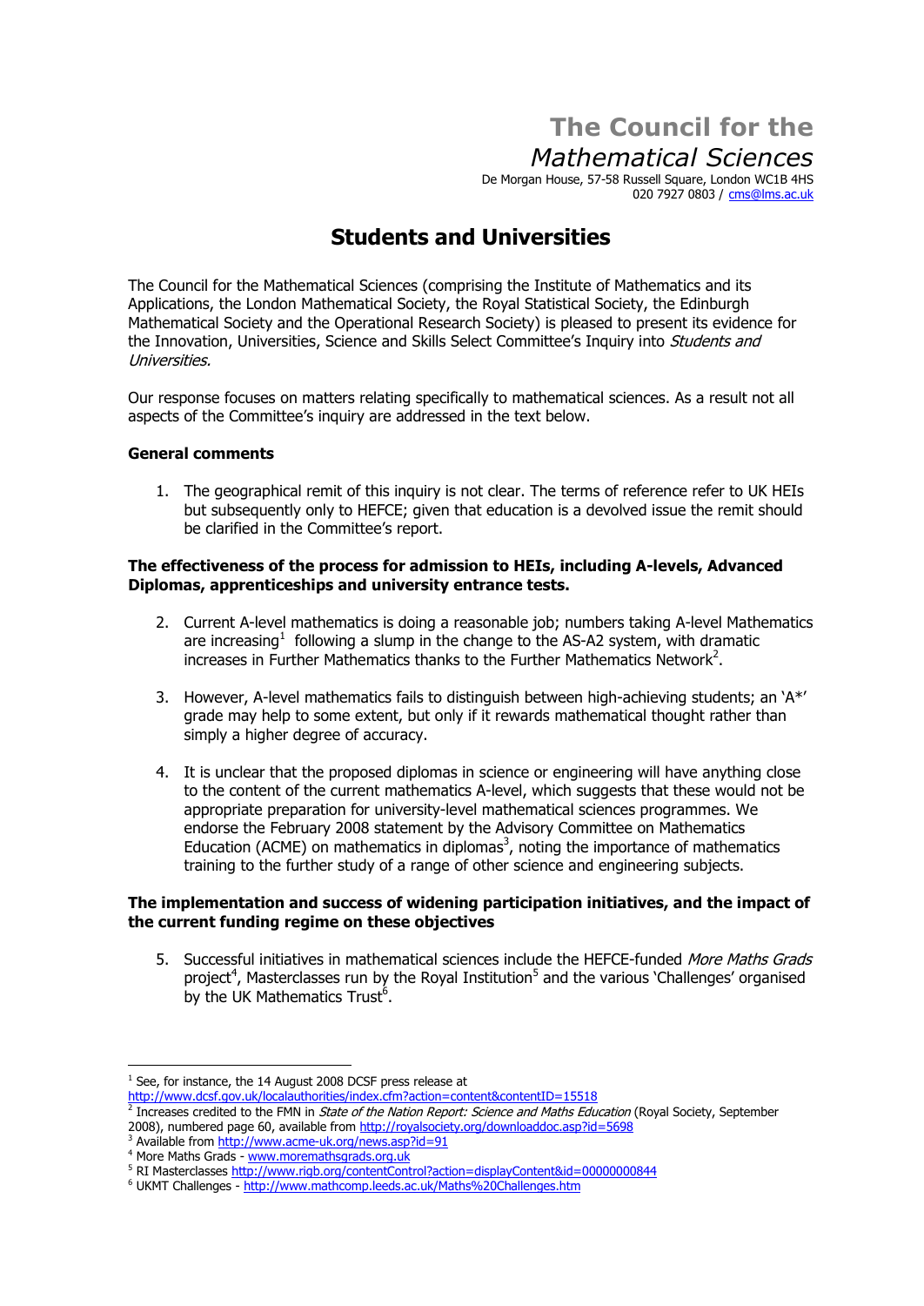# The Council for the *Mathematical Sciences*

De Morgan House, 57-58 Russell Square, London WC1B 4HS
020 7927 0803 / cms@lms.ac.uk

## Students and Universities

The Council for the Mathematical Sciences (comprising the Institute of Mathematics and its Applications, the London Mathematical Society, the Royal Statistical Society, the Edinburgh Mathematical Society and the Operational Research Society) is pleased to present its evidence for the Innovation, Universities, Science and Skills Select Committee's Inquiry into *Students and Universities.*

Our response focuses on matters relating specifically to mathematical sciences. As a result not all aspects of the Committee's inquiry are addressed in the text below.

**General comments**

1. The geographical remit of this inquiry is not clear. The terms of reference refer to UK HEIs but subsequently only to HEFCE; given that education is a devolved issue the remit should be clarified in the Committee's report.

**The effectiveness of the process for admission to HEIs, including A-levels, Advanced Diplomas, apprenticeships and university entrance tests.**

2. Current A-level mathematics is doing a reasonable job; numbers taking A-level Mathematics are increasing[1] following a slump in the change to the AS-A2 system, with dramatic increases in Further Mathematics thanks to the Further Mathematics Network[2].

3. However, A-level mathematics fails to distinguish between high-achieving students; an 'A*' grade may help to some extent, but only if it rewards mathematical thought rather than simply a higher degree of accuracy.

4. It is unclear that the proposed diplomas in science or engineering will have anything close to the content of the current mathematics A-level, which suggests that these would not be appropriate preparation for university-level mathematical sciences programmes. We endorse the February 2008 statement by the Advisory Committee on Mathematics Education (ACME) on mathematics in diplomas[3], noting the importance of mathematics training to the further study of a range of other science and engineering subjects.

**The implementation and success of widening participation initiatives, and the impact of the current funding regime on these objectives**

5. Successful initiatives in mathematical sciences include the HEFCE-funded *More Maths Grads* project[4], Masterclasses run by the Royal Institution[5] and the various 'Challenges' organised by the UK Mathematics Trust[6].

---

[1] See, for instance, the 14 August 2008 DCSF press release at http://www.dcsf.gov.uk/localauthorities/index.cfm?action=content&contentID=15518

[2] Increases credited to the FMN in *State of the Nation Report: Science and Maths Education* (Royal Society, September 2008), numbered page 60, available from http://royalsociety.org/downloaddoc.asp?id=5698

[3] Available from http://www.acme-uk.org/news.asp?id=91

[4] More Maths Grads - www.moremathsgrads.org.uk

[5] RI Masterclasses http://www.rigb.org/contentControl?action=displayContent&id=00000000844

[6] UKMT Challenges - http://www.mathcomp.leeds.ac.uk/Maths%20Challenges.htm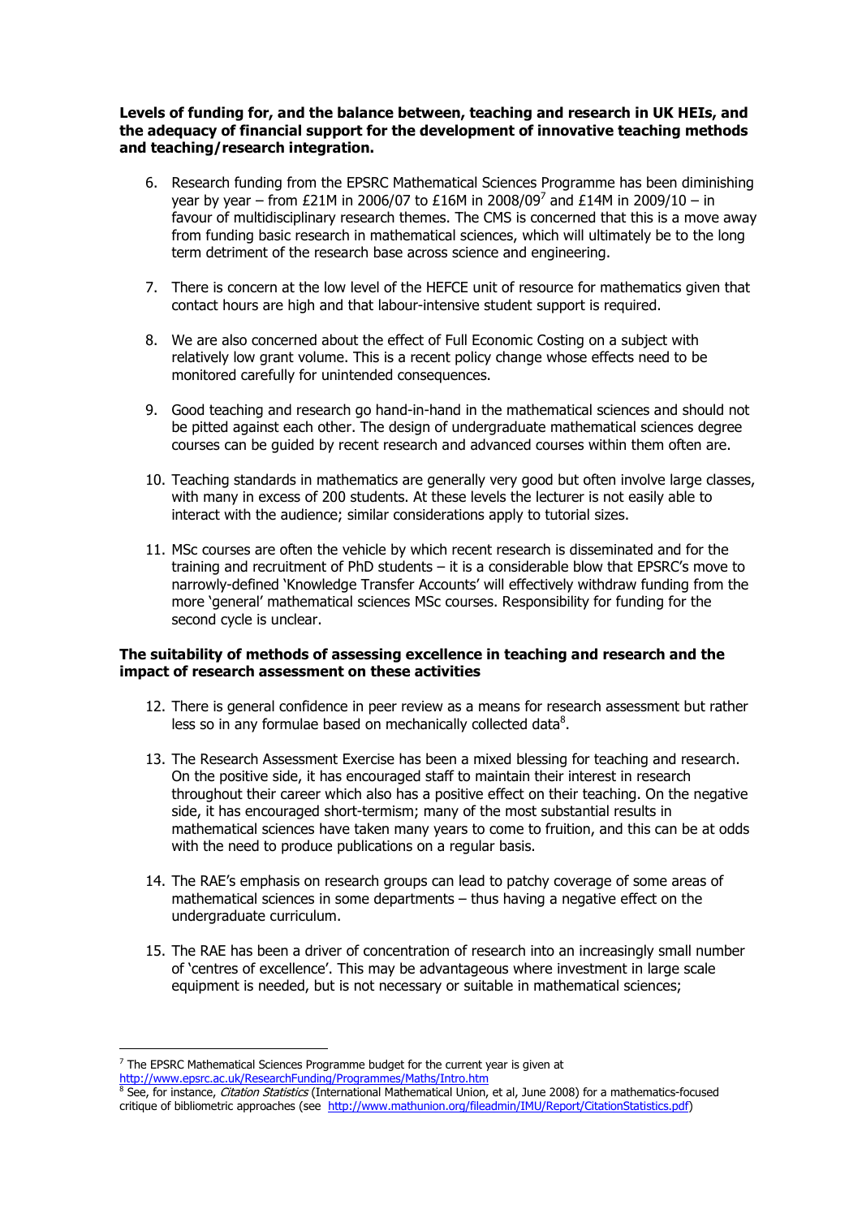**Levels of funding for, and the balance between, teaching and research in UK HEIs, and the adequacy of financial support for the development of innovative teaching methods and teaching/research integration.**

6. Research funding from the EPSRC Mathematical Sciences Programme has been diminishing year by year – from £21M in 2006/07 to £16M in 2008/09[7] and £14M in 2009/10 – in favour of multidisciplinary research themes. The CMS is concerned that this is a move away from funding basic research in mathematical sciences, which will ultimately be to the long term detriment of the research base across science and engineering.

7. There is concern at the low level of the HEFCE unit of resource for mathematics given that contact hours are high and that labour-intensive student support is required.

8. We are also concerned about the effect of Full Economic Costing on a subject with relatively low grant volume. This is a recent policy change whose effects need to be monitored carefully for unintended consequences.

9. Good teaching and research go hand-in-hand in the mathematical sciences and should not be pitted against each other. The design of undergraduate mathematical sciences degree courses can be guided by recent research and advanced courses within them often are.

10. Teaching standards in mathematics are generally very good but often involve large classes, with many in excess of 200 students. At these levels the lecturer is not easily able to interact with the audience; similar considerations apply to tutorial sizes.

11. MSc courses are often the vehicle by which recent research is disseminated and for the training and recruitment of PhD students – it is a considerable blow that EPSRC's move to narrowly-defined 'Knowledge Transfer Accounts' will effectively withdraw funding from the more 'general' mathematical sciences MSc courses. Responsibility for funding for the second cycle is unclear.

**The suitability of methods of assessing excellence in teaching and research and the impact of research assessment on these activities**

12. There is general confidence in peer review as a means for research assessment but rather less so in any formulae based on mechanically collected data[8].

13. The Research Assessment Exercise has been a mixed blessing for teaching and research. On the positive side, it has encouraged staff to maintain their interest in research throughout their career which also has a positive effect on their teaching. On the negative side, it has encouraged short-termism; many of the most substantial results in mathematical sciences have taken many years to come to fruition, and this can be at odds with the need to produce publications on a regular basis.

14. The RAE's emphasis on research groups can lead to patchy coverage of some areas of mathematical sciences in some departments – thus having a negative effect on the undergraduate curriculum.

15. The RAE has been a driver of concentration of research into an increasingly small number of 'centres of excellence'. This may be advantageous where investment in large scale equipment is needed, but is not necessary or suitable in mathematical sciences;

---

[7] The EPSRC Mathematical Sciences Programme budget for the current year is given at http://www.epsrc.ac.uk/ResearchFunding/Programmes/Maths/Intro.htm

[8] See, for instance, *Citation Statistics* (International Mathematical Union, et al, June 2008) for a mathematics-focused critique of bibliometric approaches (see http://www.mathunion.org/fileadmin/IMU/Report/CitationStatistics.pdf)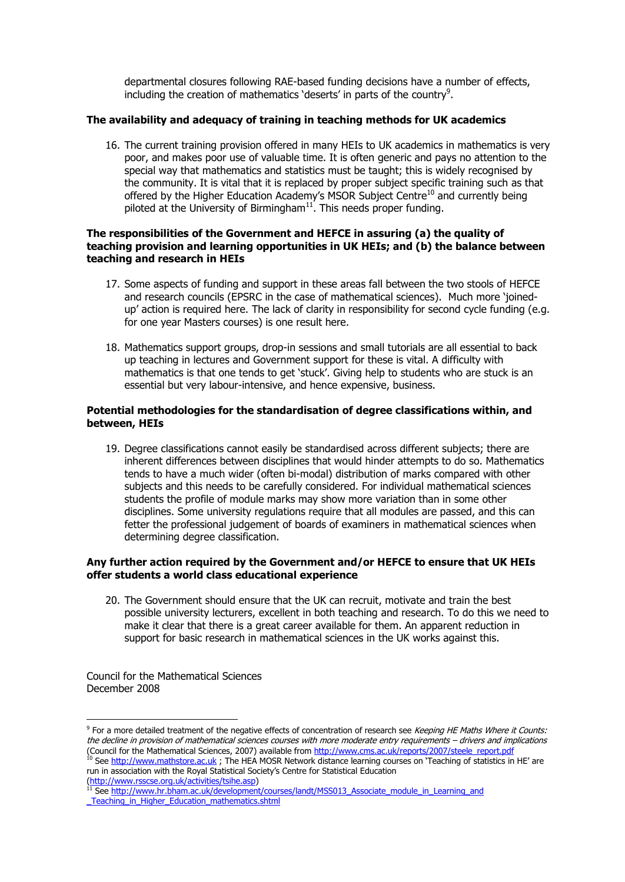departmental closures following RAE-based funding decisions have a number of effects, including the creation of mathematics 'deserts' in parts of the country[9].

**The availability and adequacy of training in teaching methods for UK academics**

16. The current training provision offered in many HEIs to UK academics in mathematics is very poor, and makes poor use of valuable time. It is often generic and pays no attention to the special way that mathematics and statistics must be taught; this is widely recognised by the community. It is vital that it is replaced by proper subject specific training such as that offered by the Higher Education Academy's MSOR Subject Centre[10] and currently being piloted at the University of Birmingham[11]. This needs proper funding.

**The responsibilities of the Government and HEFCE in assuring (a) the quality of teaching provision and learning opportunities in UK HEIs; and (b) the balance between teaching and research in HEIs**

17. Some aspects of funding and support in these areas fall between the two stools of HEFCE and research councils (EPSRC in the case of mathematical sciences). Much more 'joined-up' action is required here. The lack of clarity in responsibility for second cycle funding (e.g. for one year Masters courses) is one result here.

18. Mathematics support groups, drop-in sessions and small tutorials are all essential to back up teaching in lectures and Government support for these is vital. A difficulty with mathematics is that one tends to get 'stuck'. Giving help to students who are stuck is an essential but very labour-intensive, and hence expensive, business.

**Potential methodologies for the standardisation of degree classifications within, and between, HEIs**

19. Degree classifications cannot easily be standardised across different subjects; there are inherent differences between disciplines that would hinder attempts to do so. Mathematics tends to have a much wider (often bi-modal) distribution of marks compared with other subjects and this needs to be carefully considered. For individual mathematical sciences students the profile of module marks may show more variation than in some other disciplines. Some university regulations require that all modules are passed, and this can fetter the professional judgement of boards of examiners in mathematical sciences when determining degree classification.

**Any further action required by the Government and/or HEFCE to ensure that UK HEIs offer students a world class educational experience**

20. The Government should ensure that the UK can recruit, motivate and train the best possible university lecturers, excellent in both teaching and research. To do this we need to make it clear that there is a great career available for them. An apparent reduction in support for basic research in mathematical sciences in the UK works against this.

Council for the Mathematical Sciences
December 2008

---

[9] For a more detailed treatment of the negative effects of concentration of research see *Keeping HE Maths Where it Counts: the decline in provision of mathematical sciences courses with more moderate entry requirements – drivers and implications* (Council for the Mathematical Sciences, 2007) available from http://www.cms.ac.uk/reports/2007/steele_report.pdf

[10] See http://www.mathstore.ac.uk ; The HEA MOSR Network distance learning courses on 'Teaching of statistics in HE' are run in association with the Royal Statistical Society's Centre for Statistical Education (http://www.rsscse.org.uk/activities/tsihe.asp)

[11] See http://www.hr.bham.ac.uk/development/courses/landt/MSS013_Associate_module_in_Learning_and_Teaching_in_Higher_Education_mathematics.shtml